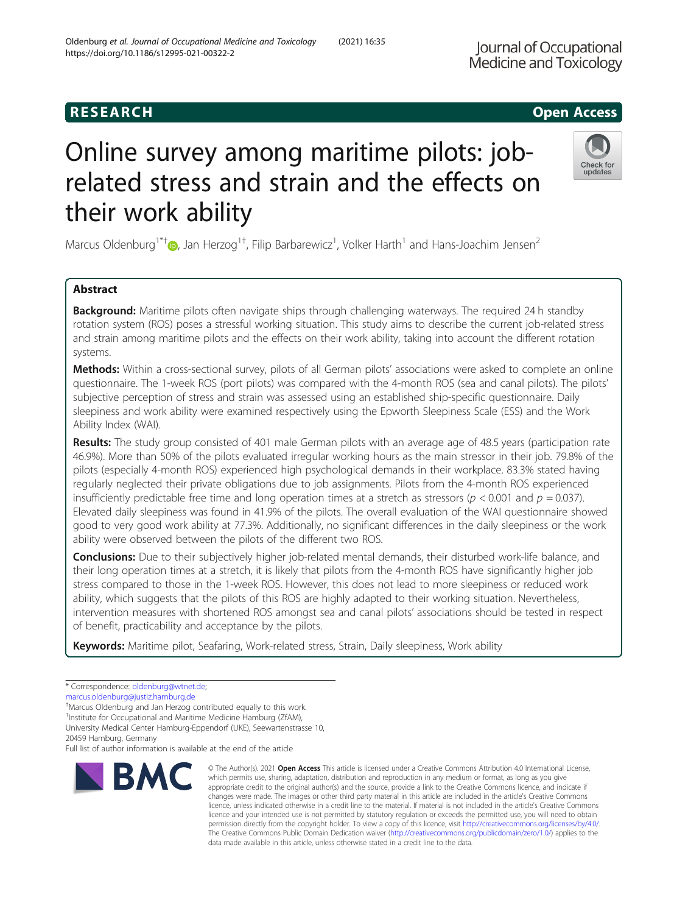RESEARCH

Open Access

# Online survey among maritime pilots: job-related stress and strain and the effects on their work ability

Marcus Oldenburg[1*†], Jan Herzog[1†], Filip Barbarewicz[1], Volker Harth[1] and Hans-Joachim Jensen[2]

## Abstract

**Background:** Maritime pilots often navigate ships through challenging waterways. The required 24 h standby rotation system (ROS) poses a stressful working situation. This study aims to describe the current job-related stress and strain among maritime pilots and the effects on their work ability, taking into account the different rotation systems.

**Methods:** Within a cross-sectional survey, pilots of all German pilots' associations were asked to complete an online questionnaire. The 1-week ROS (port pilots) was compared with the 4-month ROS (sea and canal pilots). The pilots' subjective perception of stress and strain was assessed using an established ship-specific questionnaire. Daily sleepiness and work ability were examined respectively using the Epworth Sleepiness Scale (ESS) and the Work Ability Index (WAI).

**Results:** The study group consisted of 401 male German pilots with an average age of 48.5 years (participation rate 46.9%). More than 50% of the pilots evaluated irregular working hours as the main stressor in their job. 79.8% of the pilots (especially 4-month ROS) experienced high psychological demands in their workplace. 83.3% stated having regularly neglected their private obligations due to job assignments. Pilots from the 4-month ROS experienced insufficiently predictable free time and long operation times at a stretch as stressors ($p < 0.001$ and $p = 0.037$). Elevated daily sleepiness was found in 41.9% of the pilots. The overall evaluation of the WAI questionnaire showed good to very good work ability at 77.3%. Additionally, no significant differences in the daily sleepiness or the work ability were observed between the pilots of the different two ROS.

**Conclusions:** Due to their subjectively higher job-related mental demands, their disturbed work-life balance, and their long operation times at a stretch, it is likely that pilots from the 4-month ROS have significantly higher job stress compared to those in the 1-week ROS. However, this does not lead to more sleepiness or reduced work ability, which suggests that the pilots of this ROS are highly adapted to their working situation. Nevertheless, intervention measures with shortened ROS amongst sea and canal pilots' associations should be tested in respect of benefit, practicability and acceptance by the pilots.

**Keywords:** Maritime pilot, Seafaring, Work-related stress, Strain, Daily sleepiness, Work ability

---

\* Correspondence: oldenburg@wtnet.de; marcus.oldenburg@justiz.hamburg.de

†Marcus Oldenburg and Jan Herzog contributed equally to this work.

[1]Institute for Occupational and Maritime Medicine Hamburg (ZfAM), University Medical Center Hamburg-Eppendorf (UKE), Seewartenstrasse 10, 20459 Hamburg, Germany

Full list of author information is available at the end of the article

© The Author(s). 2021 **Open Access** This article is licensed under a Creative Commons Attribution 4.0 International License, which permits use, sharing, adaptation, distribution and reproduction in any medium or format, as long as you give appropriate credit to the original author(s) and the source, provide a link to the Creative Commons licence, and indicate if changes were made. The images or other third party material in this article are included in the article's Creative Commons licence, unless indicated otherwise in a credit line to the material. If material is not included in the article's Creative Commons licence and your intended use is not permitted by statutory regulation or exceeds the permitted use, you will need to obtain permission directly from the copyright holder. To view a copy of this licence, visit http://creativecommons.org/licenses/by/4.0/. The Creative Commons Public Domain Dedication waiver (http://creativecommons.org/publicdomain/zero/1.0/) applies to the data made available in this article, unless otherwise stated in a credit line to the data.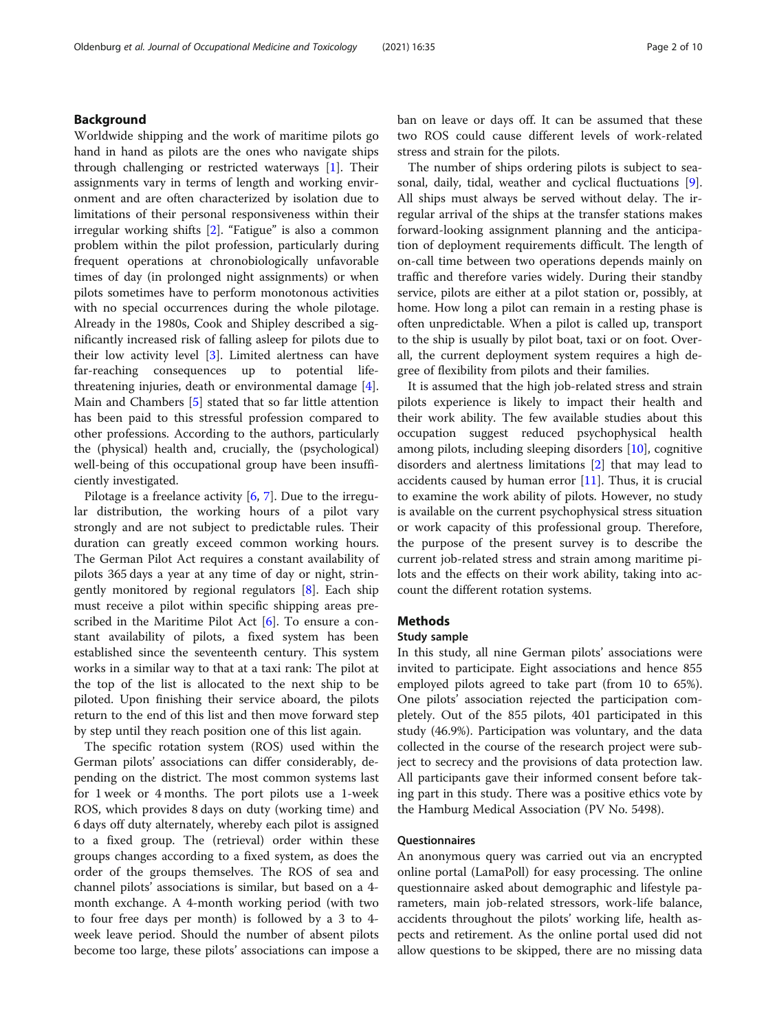## Background

Worldwide shipping and the work of maritime pilots go hand in hand as pilots are the ones who navigate ships through challenging or restricted waterways [1]. Their assignments vary in terms of length and working environment and are often characterized by isolation due to limitations of their personal responsiveness within their irregular working shifts [2]. "Fatigue" is also a common problem within the pilot profession, particularly during frequent operations at chronobiologically unfavorable times of day (in prolonged night assignments) or when pilots sometimes have to perform monotonous activities with no special occurrences during the whole pilotage. Already in the 1980s, Cook and Shipley described a significantly increased risk of falling asleep for pilots due to their low activity level [3]. Limited alertness can have far-reaching consequences up to potential life-threatening injuries, death or environmental damage [4]. Main and Chambers [5] stated that so far little attention has been paid to this stressful profession compared to other professions. According to the authors, particularly the (physical) health and, crucially, the (psychological) well-being of this occupational group have been insufficiently investigated.

Pilotage is a freelance activity [6, 7]. Due to the irregular distribution, the working hours of a pilot vary strongly and are not subject to predictable rules. Their duration can greatly exceed common working hours. The German Pilot Act requires a constant availability of pilots 365 days a year at any time of day or night, stringently monitored by regional regulators [8]. Each ship must receive a pilot within specific shipping areas prescribed in the Maritime Pilot Act [6]. To ensure a constant availability of pilots, a fixed system has been established since the seventeenth century. This system works in a similar way to that at a taxi rank: The pilot at the top of the list is allocated to the next ship to be piloted. Upon finishing their service aboard, the pilots return to the end of this list and then move forward step by step until they reach position one of this list again.

The specific rotation system (ROS) used within the German pilots' associations can differ considerably, depending on the district. The most common systems last for 1 week or 4 months. The port pilots use a 1-week ROS, which provides 8 days on duty (working time) and 6 days off duty alternately, whereby each pilot is assigned to a fixed group. The (retrieval) order within these groups changes according to a fixed system, as does the order of the groups themselves. The ROS of sea and channel pilots' associations is similar, but based on a 4-month exchange. A 4-month working period (with two to four free days per month) is followed by a 3 to 4-week leave period. Should the number of absent pilots become too large, these pilots' associations can impose a ban on leave or days off. It can be assumed that these two ROS could cause different levels of work-related stress and strain for the pilots.

The number of ships ordering pilots is subject to seasonal, daily, tidal, weather and cyclical fluctuations [9]. All ships must always be served without delay. The irregular arrival of the ships at the transfer stations makes forward-looking assignment planning and the anticipation of deployment requirements difficult. The length of on-call time between two operations depends mainly on traffic and therefore varies widely. During their standby service, pilots are either at a pilot station or, possibly, at home. How long a pilot can remain in a resting phase is often unpredictable. When a pilot is called up, transport to the ship is usually by pilot boat, taxi or on foot. Overall, the current deployment system requires a high degree of flexibility from pilots and their families.

It is assumed that the high job-related stress and strain pilots experience is likely to impact their health and their work ability. The few available studies about this occupation suggest reduced psychophysical health among pilots, including sleeping disorders [10], cognitive disorders and alertness limitations [2] that may lead to accidents caused by human error [11]. Thus, it is crucial to examine the work ability of pilots. However, no study is available on the current psychophysical stress situation or work capacity of this professional group. Therefore, the purpose of the present survey is to describe the current job-related stress and strain among maritime pilots and the effects on their work ability, taking into account the different rotation systems.

## Methods

### Study sample

In this study, all nine German pilots' associations were invited to participate. Eight associations and hence 855 employed pilots agreed to take part (from 10 to 65%). One pilots' association rejected the participation completely. Out of the 855 pilots, 401 participated in this study (46.9%). Participation was voluntary, and the data collected in the course of the research project were subject to secrecy and the provisions of data protection law. All participants gave their informed consent before taking part in this study. There was a positive ethics vote by the Hamburg Medical Association (PV No. 5498).

### Questionnaires

An anonymous query was carried out via an encrypted online portal (LamaPoll) for easy processing. The online questionnaire asked about demographic and lifestyle parameters, main job-related stressors, work-life balance, accidents throughout the pilots' working life, health aspects and retirement. As the online portal used did not allow questions to be skipped, there are no missing data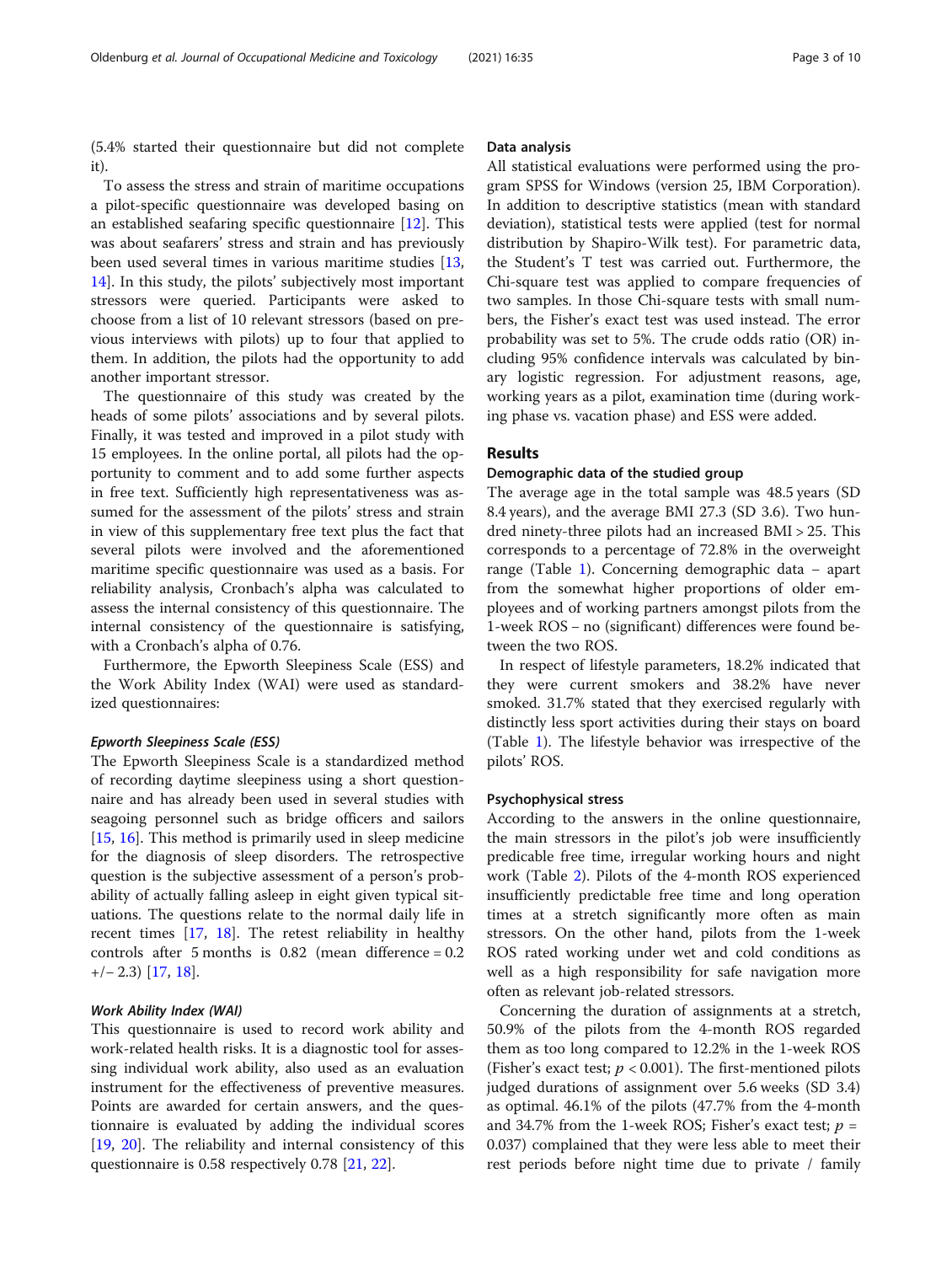(5.4% started their questionnaire but did not complete it).

To assess the stress and strain of maritime occupations a pilot-specific questionnaire was developed basing on an established seafaring specific questionnaire [12]. This was about seafarers' stress and strain and has previously been used several times in various maritime studies [13, 14]. In this study, the pilots' subjectively most important stressors were queried. Participants were asked to choose from a list of 10 relevant stressors (based on previous interviews with pilots) up to four that applied to them. In addition, the pilots had the opportunity to add another important stressor.

The questionnaire of this study was created by the heads of some pilots' associations and by several pilots. Finally, it was tested and improved in a pilot study with 15 employees. In the online portal, all pilots had the opportunity to comment and to add some further aspects in free text. Sufficiently high representativeness was assumed for the assessment of the pilots' stress and strain in view of this supplementary free text plus the fact that several pilots were involved and the aforementioned maritime specific questionnaire was used as a basis. For reliability analysis, Cronbach's alpha was calculated to assess the internal consistency of this questionnaire. The internal consistency of the questionnaire is satisfying, with a Cronbach's alpha of 0.76.

Furthermore, the Epworth Sleepiness Scale (ESS) and the Work Ability Index (WAI) were used as standardized questionnaires:

#### *Epworth Sleepiness Scale (ESS)*

The Epworth Sleepiness Scale is a standardized method of recording daytime sleepiness using a short questionnaire and has already been used in several studies with seagoing personnel such as bridge officers and sailors [15, 16]. This method is primarily used in sleep medicine for the diagnosis of sleep disorders. The retrospective question is the subjective assessment of a person's probability of actually falling asleep in eight given typical situations. The questions relate to the normal daily life in recent times [17, 18]. The retest reliability in healthy controls after 5 months is 0.82 (mean difference = 0.2 +/− 2.3) [17, 18].

#### *Work Ability Index (WAI)*

This questionnaire is used to record work ability and work-related health risks. It is a diagnostic tool for assessing individual work ability, also used as an evaluation instrument for the effectiveness of preventive measures. Points are awarded for certain answers, and the questionnaire is evaluated by adding the individual scores [19, 20]. The reliability and internal consistency of this questionnaire is 0.58 respectively 0.78 [21, 22].

### Data analysis

All statistical evaluations were performed using the program SPSS for Windows (version 25, IBM Corporation). In addition to descriptive statistics (mean with standard deviation), statistical tests were applied (test for normal distribution by Shapiro-Wilk test). For parametric data, the Student's T test was carried out. Furthermore, the Chi-square test was applied to compare frequencies of two samples. In those Chi-square tests with small numbers, the Fisher's exact test was used instead. The error probability was set to 5%. The crude odds ratio (OR) including 95% confidence intervals was calculated by binary logistic regression. For adjustment reasons, age, working years as a pilot, examination time (during working phase vs. vacation phase) and ESS were added.

## Results

### Demographic data of the studied group

The average age in the total sample was 48.5 years (SD 8.4 years), and the average BMI 27.3 (SD 3.6). Two hundred ninety-three pilots had an increased BMI > 25. This corresponds to a percentage of 72.8% in the overweight range (Table 1). Concerning demographic data – apart from the somewhat higher proportions of older employees and of working partners amongst pilots from the 1-week ROS – no (significant) differences were found between the two ROS.

In respect of lifestyle parameters, 18.2% indicated that they were current smokers and 38.2% have never smoked. 31.7% stated that they exercised regularly with distinctly less sport activities during their stays on board (Table 1). The lifestyle behavior was irrespective of the pilots' ROS.

### Psychophysical stress

According to the answers in the online questionnaire, the main stressors in the pilot's job were insufficiently predicable free time, irregular working hours and night work (Table 2). Pilots of the 4-month ROS experienced insufficiently predictable free time and long operation times at a stretch significantly more often as main stressors. On the other hand, pilots from the 1-week ROS rated working under wet and cold conditions as well as a high responsibility for safe navigation more often as relevant job-related stressors.

Concerning the duration of assignments at a stretch, 50.9% of the pilots from the 4-month ROS regarded them as too long compared to 12.2% in the 1-week ROS (Fisher's exact test; $p < 0.001$). The first-mentioned pilots judged durations of assignment over 5.6 weeks (SD 3.4) as optimal. 46.1% of the pilots (47.7% from the 4-month and 34.7% from the 1-week ROS; Fisher's exact test; $p = 0.037$) complained that they were less able to meet their rest periods before night time due to private / family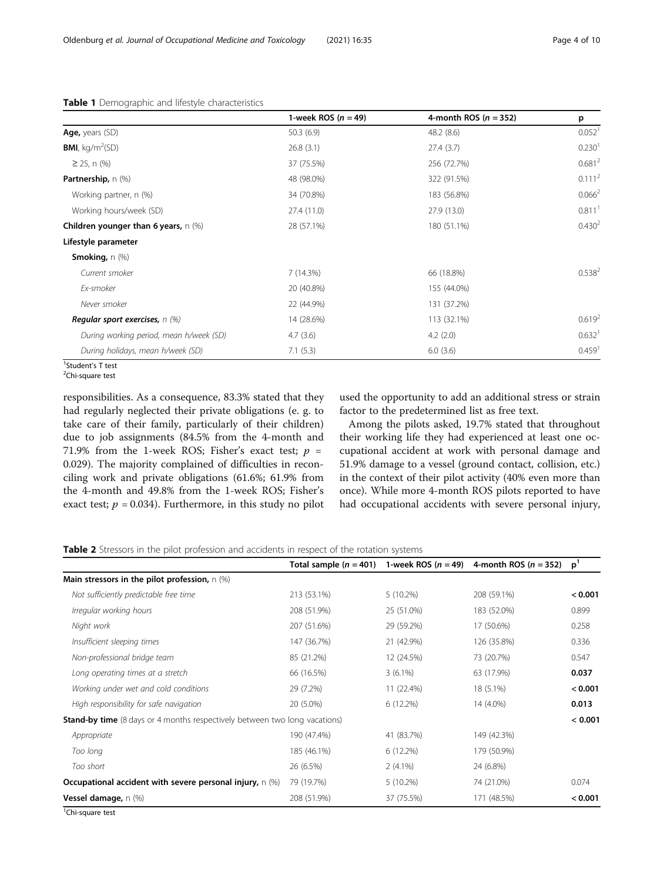**Table 1** Demographic and lifestyle characteristics

| | 1-week ROS ($n = 49$) | 4-month ROS ($n = 352$) | p |
|---|---|---|---|
| **Age,** years (SD) | 50.3 (6.9) | 48.2 (8.6) | 0.052[1] |
| **BMI**, kg/m$^2$(SD) | 26.8 (3.1) | 27.4 (3.7) | 0.230[1] |
| ≥ 25, n (%) | 37 (75.5%) | 256 (72.7%) | 0.681[2] |
| **Partnership,** n (%) | 48 (98.0%) | 322 (91.5%) | 0.111[2] |
| Working partner, n (%) | 34 (70.8%) | 183 (56.8%) | 0.066[2] |
| Working hours/week (SD) | 27.4 (11.0) | 27.9 (13.0) | 0.811[1] |
| **Children younger than 6 years,** n (%) | 28 (57.1%) | 180 (51.1%) | 0.430[2] |
| **Lifestyle parameter** | | | |
| **Smoking,** n (%) | | | |
| *Current smoker* | 7 (14.3%) | 66 (18.8%) | 0.538[2] |
| *Ex-smoker* | 20 (40.8%) | 155 (44.0%) | |
| *Never smoker* | 22 (44.9%) | 131 (37.2%) | |
| ***Regular sport exercises,*** *n (%)* | 14 (28.6%) | 113 (32.1%) | 0.619[2] |
| *During working period, mean h/week (SD)* | 4.7 (3.6) | 4.2 (2.0) | 0.632[1] |
| *During holidays, mean h/week (SD)* | 7.1 (5.3) | 6.0 (3.6) | 0.459[1] |

[1]Student's T test
[2]Chi-square test

responsibilities. As a consequence, 83.3% stated that they had regularly neglected their private obligations (e. g. to take care of their family, particularly of their children) due to job assignments (84.5% from the 4-month and 71.9% from the 1-week ROS; Fisher's exact test; $p$ = 0.029). The majority complained of difficulties in reconciling work and private obligations (61.6%; 61.9% from the 4-month and 49.8% from the 1-week ROS; Fisher's exact test; $p$ = 0.034). Furthermore, in this study no pilot used the opportunity to add an additional stress or strain factor to the predetermined list as free text.

Among the pilots asked, 19.7% stated that throughout their working life they had experienced at least one occupational accident at work with personal damage and 51.9% damage to a vessel (ground contact, collision, etc.) in the context of their pilot activity (40% even more than once). While more 4-month ROS pilots reported to have had occupational accidents with severe personal injury,

**Table 2** Stressors in the pilot profession and accidents in respect of the rotation systems

| | Total sample ($n = 401$) | 1-week ROS ($n = 49$) | 4-month ROS ($n = 352$) | p[1] |
|---|---|---|---|---|
| **Main stressors in the pilot profession,** n (%) | | | | |
| *Not sufficiently predictable free time* | 213 (53.1%) | 5 (10.2%) | 208 (59.1%) | **< 0.001** |
| *Irregular working hours* | 208 (51.9%) | 25 (51.0%) | 183 (52.0%) | 0.899 |
| *Night work* | 207 (51.6%) | 29 (59.2%) | 17 (50.6%) | 0.258 |
| *Insufficient sleeping times* | 147 (36.7%) | 21 (42.9%) | 126 (35.8%) | 0.336 |
| *Non-professional bridge team* | 85 (21.2%) | 12 (24.5%) | 73 (20.7%) | 0.547 |
| *Long operating times at a stretch* | 66 (16.5%) | 3 (6.1%) | 63 (17.9%) | **0.037** |
| *Working under wet and cold conditions* | 29 (7.2%) | 11 (22.4%) | 18 (5.1%) | **< 0.001** |
| *High responsibility for safe navigation* | 20 (5.0%) | 6 (12.2%) | 14 (4.0%) | **0.013** |
| **Stand-by time** (8 days or 4 months respectively between two long vacations) | | | | **< 0.001** |
| *Appropriate* | 190 (47.4%) | 41 (83.7%) | 149 (42.3%) | |
| *Too long* | 185 (46.1%) | 6 (12.2%) | 179 (50.9%) | |
| *Too short* | 26 (6.5%) | 2 (4.1%) | 24 (6.8%) | |
| **Occupational accident with severe personal injury,** n (%) | 79 (19.7%) | 5 (10.2%) | 74 (21.0%) | 0.074 |
| **Vessel damage,** n (%) | 208 (51.9%) | 37 (75.5%) | 171 (48.5%) | **< 0.001** |

[1]Chi-square test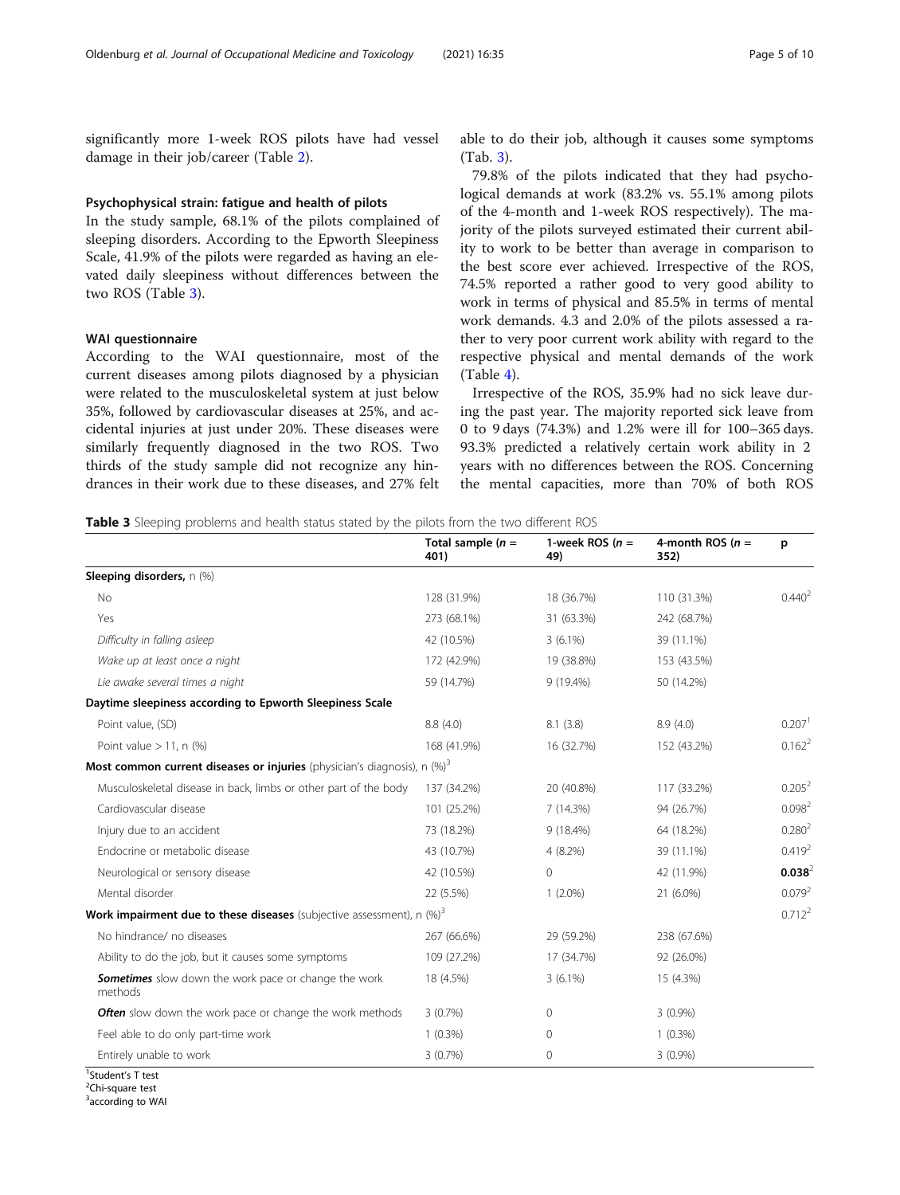significantly more 1-week ROS pilots have had vessel damage in their job/career (Table 2).

### Psychophysical strain: fatigue and health of pilots

In the study sample, 68.1% of the pilots complained of sleeping disorders. According to the Epworth Sleepiness Scale, 41.9% of the pilots were regarded as having an elevated daily sleepiness without differences between the two ROS (Table 3).

### WAI questionnaire

According to the WAI questionnaire, most of the current diseases among pilots diagnosed by a physician were related to the musculoskeletal system at just below 35%, followed by cardiovascular diseases at 25%, and accidental injuries at just under 20%. These diseases were similarly frequently diagnosed in the two ROS. Two thirds of the study sample did not recognize any hindrances in their work due to these diseases, and 27% felt able to do their job, although it causes some symptoms (Tab. 3).

79.8% of the pilots indicated that they had psychological demands at work (83.2% vs. 55.1% among pilots of the 4-month and 1-week ROS respectively). The majority of the pilots surveyed estimated their current ability to work to be better than average in comparison to the best score ever achieved. Irrespective of the ROS, 74.5% reported a rather good to very good ability to work in terms of physical and 85.5% in terms of mental work demands. 4.3 and 2.0% of the pilots assessed a rather to very poor current work ability with regard to the respective physical and mental demands of the work (Table 4).

Irrespective of the ROS, 35.9% had no sick leave during the past year. The majority reported sick leave from 0 to 9 days (74.3%) and 1.2% were ill for 100–365 days. 93.3% predicted a relatively certain work ability in 2 years with no differences between the ROS. Concerning the mental capacities, more than 70% of both ROS

**Table 3** Sleeping problems and health status stated by the pilots from the two different ROS

| | Total sample (*n* = 401) | 1-week ROS (*n* = 49) | 4-month ROS (*n* = 352) | p |
|---|---|---|---|---|
| **Sleeping disorders,** n (%) | | | | |
| No | 128 (31.9%) | 18 (36.7%) | 110 (31.3%) | 0.440[2] |
| Yes | 273 (68.1%) | 31 (63.3%) | 242 (68.7%) | |
| *Difficulty in falling asleep* | 42 (10.5%) | 3 (6.1%) | 39 (11.1%) | |
| *Wake up at least once a night* | 172 (42.9%) | 19 (38.8%) | 153 (43.5%) | |
| *Lie awake several times a night* | 59 (14.7%) | 9 (19.4%) | 50 (14.2%) | |
| **Daytime sleepiness according to Epworth Sleepiness Scale** | | | | |
| Point value, (SD) | 8.8 (4.0) | 8.1 (3.8) | 8.9 (4.0) | 0.207[1] |
| Point value > 11, n (%) | 168 (41.9%) | 16 (32.7%) | 152 (43.2%) | 0.162[2] |
| **Most common current diseases or injuries** (physician's diagnosis), n (%)[3] | | | | |
| Musculoskeletal disease in back, limbs or other part of the body | 137 (34.2%) | 20 (40.8%) | 117 (33.2%) | 0.205[2] |
| Cardiovascular disease | 101 (25.2%) | 7 (14.3%) | 94 (26.7%) | 0.098[2] |
| Injury due to an accident | 73 (18.2%) | 9 (18.4%) | 64 (18.2%) | 0.280[2] |
| Endocrine or metabolic disease | 43 (10.7%) | 4 (8.2%) | 39 (11.1%) | 0.419[2] |
| Neurological or sensory disease | 42 (10.5%) | 0 | 42 (11.9%) | **0.038**[2] |
| Mental disorder | 22 (5.5%) | 1 (2.0%) | 21 (6.0%) | 0.079[2] |
| **Work impairment due to these diseases** (subjective assessment), n (%)[3] | | | | 0.712[2] |
| No hindrance/ no diseases | 267 (66.6%) | 29 (59.2%) | 238 (67.6%) | |
| Ability to do the job, but it causes some symptoms | 109 (27.2%) | 17 (34.7%) | 92 (26.0%) | |
| ***Sometimes*** slow down the work pace or change the work methods | 18 (4.5%) | 3 (6.1%) | 15 (4.3%) | |
| ***Often*** slow down the work pace or change the work methods | 3 (0.7%) | 0 | 3 (0.9%) | |
| Feel able to do only part-time work | 1 (0.3%) | 0 | 1 (0.3%) | |
| Entirely unable to work | 3 (0.7%) | 0 | 3 (0.9%) | |

[1]Student's T test
[2]Chi-square test
[3]according to WAI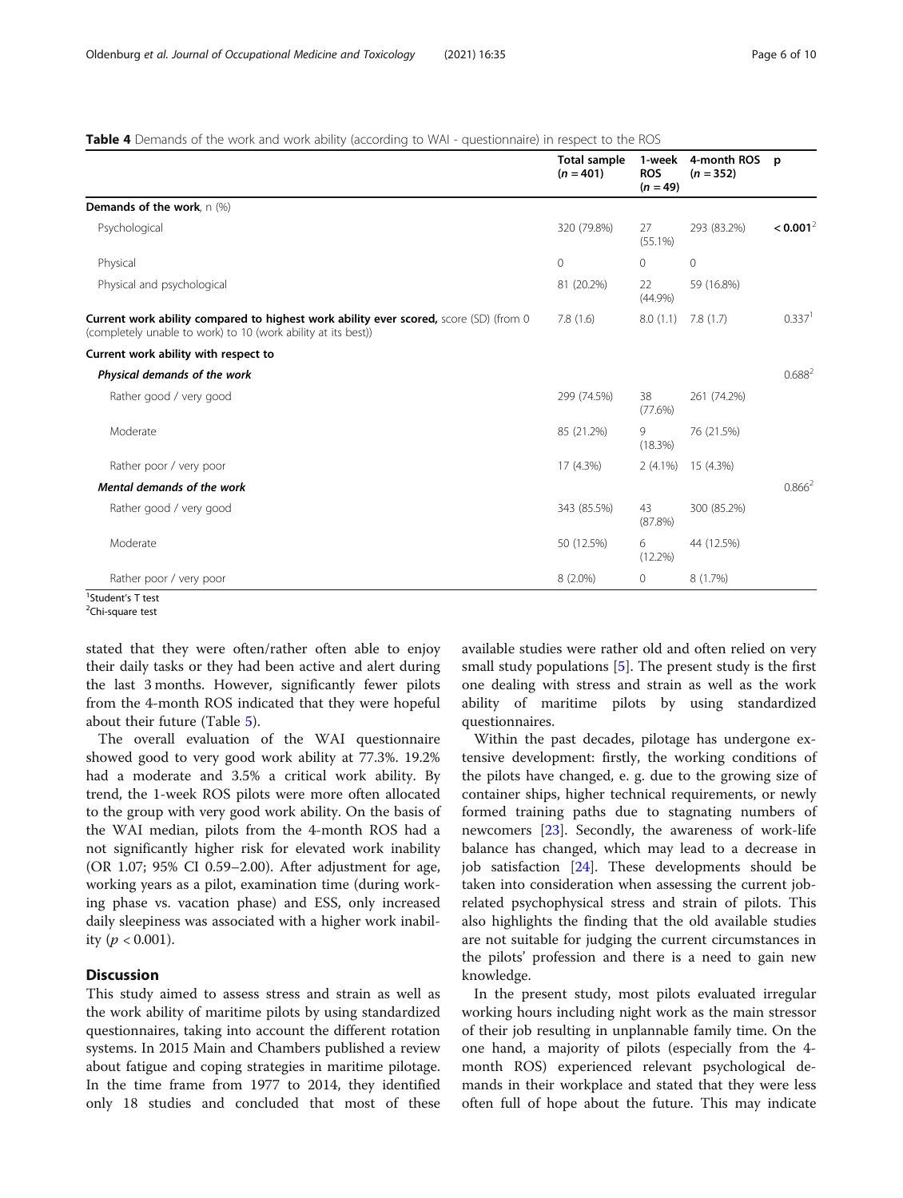**Table 4** Demands of the work and work ability (according to WAI - questionnaire) in respect to the ROS

| | Total sample ($n = 401$) | 1-week ROS ($n = 49$) | 4-month ROS ($n = 352$) | p |
|---|---|---|---|---|
| **Demands of the work**, n (%) | | | | |
| Psychological | 320 (79.8%) | 27 (55.1%) | 293 (83.2%) | **< 0.001**[2] |
| Physical | 0 | 0 | 0 | |
| Physical and psychological | 81 (20.2%) | 22 (44.9%) | 59 (16.8%) | |
| **Current work ability compared to highest work ability ever scored,** score (SD) (from 0 (completely unable to work) to 10 (work ability at its best)) | 7.8 (1.6) | 8.0 (1.1) | 7.8 (1.7) | 0.337[1] |
| **Current work ability with respect to** | | | | |
| ***Physical demands of the work*** | | | | 0.688[2] |
| Rather good / very good | 299 (74.5%) | 38 (77.6%) | 261 (74.2%) | |
| Moderate | 85 (21.2%) | 9 (18.3%) | 76 (21.5%) | |
| Rather poor / very poor | 17 (4.3%) | 2 (4.1%) | 15 (4.3%) | |
| ***Mental demands of the work*** | | | | 0.866[2] |
| Rather good / very good | 343 (85.5%) | 43 (87.8%) | 300 (85.2%) | |
| Moderate | 50 (12.5%) | 6 (12.2%) | 44 (12.5%) | |
| Rather poor / very poor | 8 (2.0%) | 0 | 8 (1.7%) | |

[1]Student's T test
[2]Chi-square test

stated that they were often/rather often able to enjoy their daily tasks or they had been active and alert during the last 3 months. However, significantly fewer pilots from the 4-month ROS indicated that they were hopeful about their future (Table 5).

The overall evaluation of the WAI questionnaire showed good to very good work ability at 77.3%. 19.2% had a moderate and 3.5% a critical work ability. By trend, the 1-week ROS pilots were more often allocated to the group with very good work ability. On the basis of the WAI median, pilots from the 4-month ROS had a not significantly higher risk for elevated work inability (OR 1.07; 95% CI 0.59–2.00). After adjustment for age, working years as a pilot, examination time (during working phase vs. vacation phase) and ESS, only increased daily sleepiness was associated with a higher work inability ($p < 0.001$).

## Discussion

This study aimed to assess stress and strain as well as the work ability of maritime pilots by using standardized questionnaires, taking into account the different rotation systems. In 2015 Main and Chambers published a review about fatigue and coping strategies in maritime pilotage. In the time frame from 1977 to 2014, they identified only 18 studies and concluded that most of these available studies were rather old and often relied on very small study populations [5]. The present study is the first one dealing with stress and strain as well as the work ability of maritime pilots by using standardized questionnaires.

Within the past decades, pilotage has undergone extensive development: firstly, the working conditions of the pilots have changed, e. g. due to the growing size of container ships, higher technical requirements, or newly formed training paths due to stagnating numbers of newcomers [23]. Secondly, the awareness of work-life balance has changed, which may lead to a decrease in job satisfaction [24]. These developments should be taken into consideration when assessing the current job-related psychophysical stress and strain of pilots. This also highlights the finding that the old available studies are not suitable for judging the current circumstances in the pilots' profession and there is a need to gain new knowledge.

In the present study, most pilots evaluated irregular working hours including night work as the main stressor of their job resulting in unplannable family time. On the one hand, a majority of pilots (especially from the 4-month ROS) experienced relevant psychological demands in their workplace and stated that they were less often full of hope about the future. This may indicate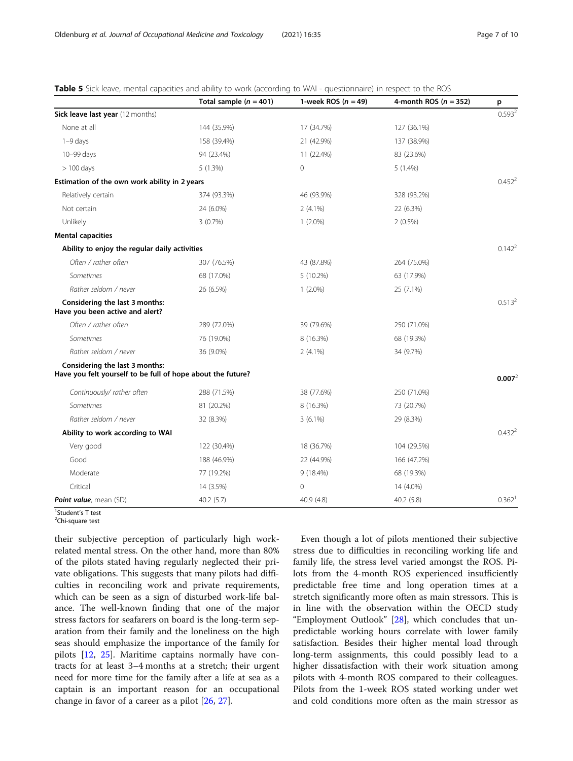**Table 5** Sick leave, mental capacities and ability to work (according to WAI - questionnaire) in respect to the ROS

| | Total sample (*n* = 401) | 1-week ROS (*n* = 49) | 4-month ROS (*n* = 352) | p |
|---|---|---|---|---|
| **Sick leave last year** (12 months) | | | | 0.593[2] |
| None at all | 144 (35.9%) | 17 (34.7%) | 127 (36.1%) | |
| 1–9 days | 158 (39.4%) | 21 (42.9%) | 137 (38.9%) | |
| 10–99 days | 94 (23.4%) | 11 (22.4%) | 83 (23.6%) | |
| > 100 days | 5 (1.3%) | 0 | 5 (1.4%) | |
| **Estimation of the own work ability in 2 years** | | | | 0.452[2] |
| Relatively certain | 374 (93.3%) | 46 (93.9%) | 328 (93.2%) | |
| Not certain | 24 (6.0%) | 2 (4.1%) | 22 (6.3%) | |
| Unlikely | 3 (0.7%) | 1 (2.0%) | 2 (0.5%) | |
| **Mental capacities** | | | | |
| **Ability to enjoy the regular daily activities** | | | | 0.142[2] |
| *Often / rather often* | 307 (76.5%) | 43 (87.8%) | 264 (75.0%) | |
| *Sometimes* | 68 (17.0%) | 5 (10.2%) | 63 (17.9%) | |
| *Rather seldom / never* | 26 (6.5%) | 1 (2.0%) | 25 (7.1%) | |
| **Considering the last 3 months: Have you been active and alert?** | | | | 0.513[2] |
| *Often / rather often* | 289 (72.0%) | 39 (79.6%) | 250 (71.0%) | |
| *Sometimes* | 76 (19.0%) | 8 (16.3%) | 68 (19.3%) | |
| *Rather seldom / never* | 36 (9.0%) | 2 (4.1%) | 34 (9.7%) | |
| **Considering the last 3 months: Have you felt yourself to be full of hope about the future?** | | | | **0.007**[2] |
| *Continuously/ rather often* | 288 (71.5%) | 38 (77.6%) | 250 (71.0%) | |
| *Sometimes* | 81 (20.2%) | 8 (16.3%) | 73 (20.7%) | |
| *Rather seldom / never* | 32 (8.3%) | 3 (6.1%) | 29 (8.3%) | |
| **Ability to work according to WAI** | | | | 0.432[2] |
| Very good | 122 (30.4%) | 18 (36.7%) | 104 (29.5%) | |
| Good | 188 (46.9%) | 22 (44.9%) | 166 (47.2%) | |
| Moderate | 77 (19.2%) | 9 (18.4%) | 68 (19.3%) | |
| Critical | 14 (3.5%) | 0 | 14 (4.0%) | |
| ***Point value***, mean (SD) | 40.2 (5.7) | 40.9 (4.8) | 40.2 (5.8) | 0.362[1] |

[1]Student's T test
[2]Chi-square test

their subjective perception of particularly high work-related mental stress. On the other hand, more than 80% of the pilots stated having regularly neglected their private obligations. This suggests that many pilots had difficulties in reconciling work and private requirements, which can be seen as a sign of disturbed work-life balance. The well-known finding that one of the major stress factors for seafarers on board is the long-term separation from their family and the loneliness on the high seas should emphasize the importance of the family for pilots [12, 25]. Maritime captains normally have contracts for at least 3–4 months at a stretch; their urgent need for more time for the family after a life at sea as a captain is an important reason for an occupational change in favor of a career as a pilot [26, 27].

Even though a lot of pilots mentioned their subjective stress due to difficulties in reconciling working life and family life, the stress level varied amongst the ROS. Pilots from the 4-month ROS experienced insufficiently predictable free time and long operation times at a stretch significantly more often as main stressors. This is in line with the observation within the OECD study "Employment Outlook" [28], which concludes that unpredictable working hours correlate with lower family satisfaction. Besides their higher mental load through long-term assignments, this could possibly lead to a higher dissatisfaction with their work situation among pilots with 4-month ROS compared to their colleagues. Pilots from the 1-week ROS stated working under wet and cold conditions more often as the main stressor as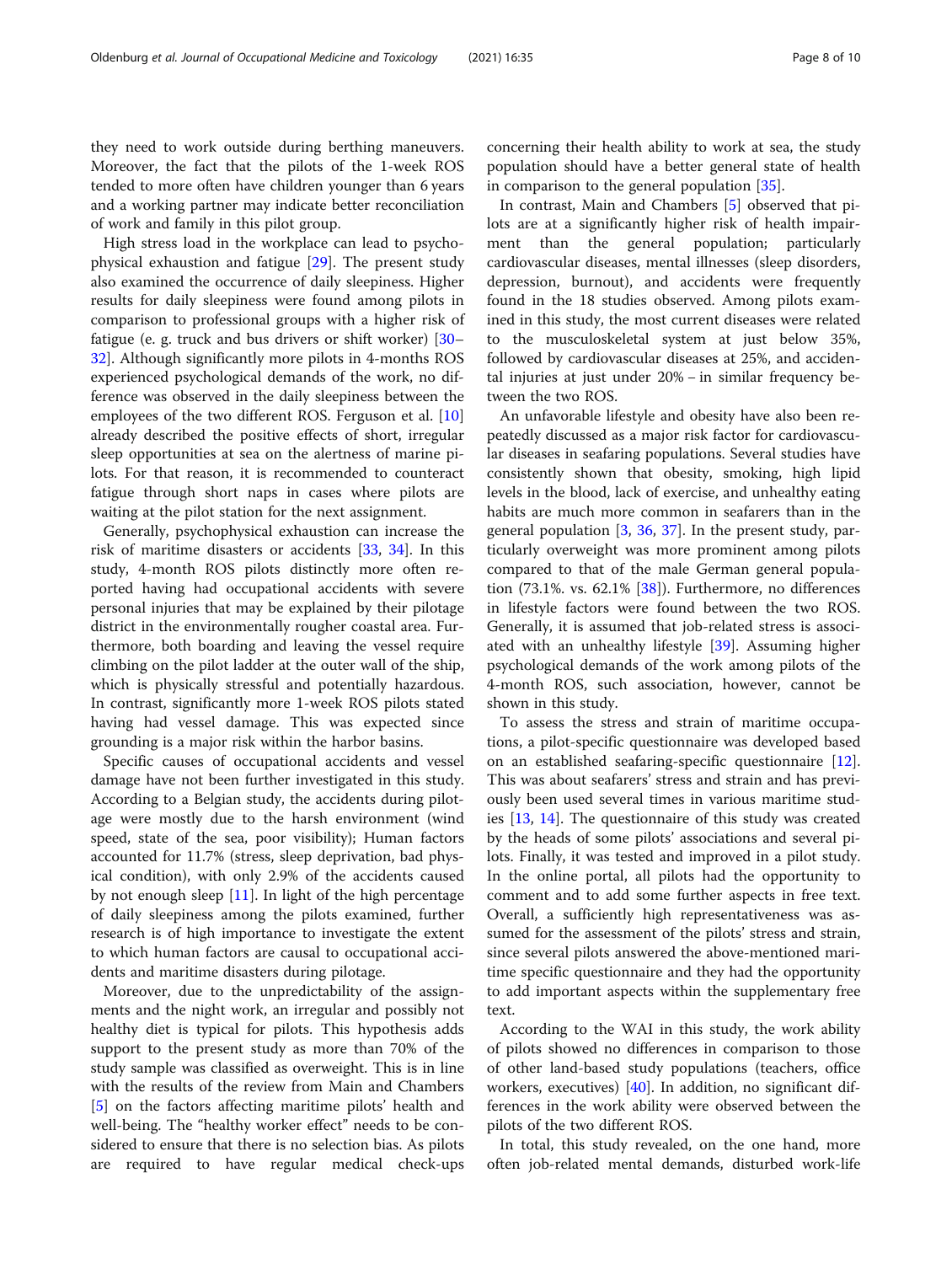they need to work outside during berthing maneuvers. Moreover, the fact that the pilots of the 1-week ROS tended to more often have children younger than 6 years and a working partner may indicate better reconciliation of work and family in this pilot group.

High stress load in the workplace can lead to psychophysical exhaustion and fatigue [29]. The present study also examined the occurrence of daily sleepiness. Higher results for daily sleepiness were found among pilots in comparison to professional groups with a higher risk of fatigue (e. g. truck and bus drivers or shift worker) [30–32]. Although significantly more pilots in 4-months ROS experienced psychological demands of the work, no difference was observed in the daily sleepiness between the employees of the two different ROS. Ferguson et al. [10] already described the positive effects of short, irregular sleep opportunities at sea on the alertness of marine pilots. For that reason, it is recommended to counteract fatigue through short naps in cases where pilots are waiting at the pilot station for the next assignment.

Generally, psychophysical exhaustion can increase the risk of maritime disasters or accidents [33, 34]. In this study, 4-month ROS pilots distinctly more often reported having had occupational accidents with severe personal injuries that may be explained by their pilotage district in the environmentally rougher coastal area. Furthermore, both boarding and leaving the vessel require climbing on the pilot ladder at the outer wall of the ship, which is physically stressful and potentially hazardous. In contrast, significantly more 1-week ROS pilots stated having had vessel damage. This was expected since grounding is a major risk within the harbor basins.

Specific causes of occupational accidents and vessel damage have not been further investigated in this study. According to a Belgian study, the accidents during pilotage were mostly due to the harsh environment (wind speed, state of the sea, poor visibility); Human factors accounted for 11.7% (stress, sleep deprivation, bad physical condition), with only 2.9% of the accidents caused by not enough sleep [11]. In light of the high percentage of daily sleepiness among the pilots examined, further research is of high importance to investigate the extent to which human factors are causal to occupational accidents and maritime disasters during pilotage.

Moreover, due to the unpredictability of the assignments and the night work, an irregular and possibly not healthy diet is typical for pilots. This hypothesis adds support to the present study as more than 70% of the study sample was classified as overweight. This is in line with the results of the review from Main and Chambers [5] on the factors affecting maritime pilots' health and well-being. The "healthy worker effect" needs to be considered to ensure that there is no selection bias. As pilots are required to have regular medical check-ups concerning their health ability to work at sea, the study population should have a better general state of health in comparison to the general population [35].

In contrast, Main and Chambers [5] observed that pilots are at a significantly higher risk of health impairment than the general population; particularly cardiovascular diseases, mental illnesses (sleep disorders, depression, burnout), and accidents were frequently found in the 18 studies observed. Among pilots examined in this study, the most current diseases were related to the musculoskeletal system at just below 35%, followed by cardiovascular diseases at 25%, and accidental injuries at just under 20% – in similar frequency between the two ROS.

An unfavorable lifestyle and obesity have also been repeatedly discussed as a major risk factor for cardiovascular diseases in seafaring populations. Several studies have consistently shown that obesity, smoking, high lipid levels in the blood, lack of exercise, and unhealthy eating habits are much more common in seafarers than in the general population [3, 36, 37]. In the present study, particularly overweight was more prominent among pilots compared to that of the male German general population (73.1%. vs. 62.1% [38]). Furthermore, no differences in lifestyle factors were found between the two ROS. Generally, it is assumed that job-related stress is associated with an unhealthy lifestyle [39]. Assuming higher psychological demands of the work among pilots of the 4-month ROS, such association, however, cannot be shown in this study.

To assess the stress and strain of maritime occupations, a pilot-specific questionnaire was developed based on an established seafaring-specific questionnaire [12]. This was about seafarers' stress and strain and has previously been used several times in various maritime studies [13, 14]. The questionnaire of this study was created by the heads of some pilots' associations and several pilots. Finally, it was tested and improved in a pilot study. In the online portal, all pilots had the opportunity to comment and to add some further aspects in free text. Overall, a sufficiently high representativeness was assumed for the assessment of the pilots' stress and strain, since several pilots answered the above-mentioned maritime specific questionnaire and they had the opportunity to add important aspects within the supplementary free text.

According to the WAI in this study, the work ability of pilots showed no differences in comparison to those of other land-based study populations (teachers, office workers, executives) [40]. In addition, no significant differences in the work ability were observed between the pilots of the two different ROS.

In total, this study revealed, on the one hand, more often job-related mental demands, disturbed work-life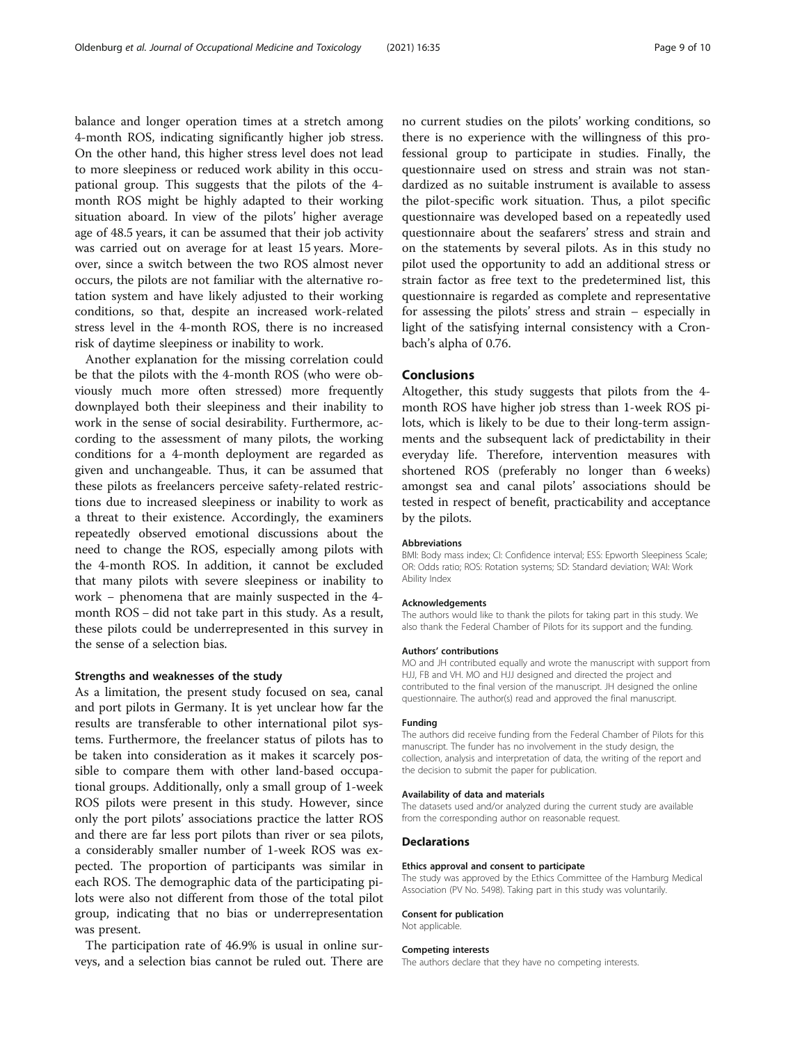balance and longer operation times at a stretch among 4-month ROS, indicating significantly higher job stress. On the other hand, this higher stress level does not lead to more sleepiness or reduced work ability in this occupational group. This suggests that the pilots of the 4-month ROS might be highly adapted to their working situation aboard. In view of the pilots' higher average age of 48.5 years, it can be assumed that their job activity was carried out on average for at least 15 years. Moreover, since a switch between the two ROS almost never occurs, the pilots are not familiar with the alternative rotation system and have likely adjusted to their working conditions, so that, despite an increased work-related stress level in the 4-month ROS, there is no increased risk of daytime sleepiness or inability to work.

Another explanation for the missing correlation could be that the pilots with the 4-month ROS (who were obviously much more often stressed) more frequently downplayed both their sleepiness and their inability to work in the sense of social desirability. Furthermore, according to the assessment of many pilots, the working conditions for a 4-month deployment are regarded as given and unchangeable. Thus, it can be assumed that these pilots as freelancers perceive safety-related restrictions due to increased sleepiness or inability to work as a threat to their existence. Accordingly, the examiners repeatedly observed emotional discussions about the need to change the ROS, especially among pilots with the 4-month ROS. In addition, it cannot be excluded that many pilots with severe sleepiness or inability to work – phenomena that are mainly suspected in the 4-month ROS – did not take part in this study. As a result, these pilots could be underrepresented in this survey in the sense of a selection bias.

### Strengths and weaknesses of the study

As a limitation, the present study focused on sea, canal and port pilots in Germany. It is yet unclear how far the results are transferable to other international pilot systems. Furthermore, the freelancer status of pilots has to be taken into consideration as it makes it scarcely possible to compare them with other land-based occupational groups. Additionally, only a small group of 1-week ROS pilots were present in this study. However, since only the port pilots' associations practice the latter ROS and there are far less port pilots than river or sea pilots, a considerably smaller number of 1-week ROS was expected. The proportion of participants was similar in each ROS. The demographic data of the participating pilots were also not different from those of the total pilot group, indicating that no bias or underrepresentation was present.

The participation rate of 46.9% is usual in online surveys, and a selection bias cannot be ruled out. There are no current studies on the pilots' working conditions, so there is no experience with the willingness of this professional group to participate in studies. Finally, the questionnaire used on stress and strain was not standardized as no suitable instrument is available to assess the pilot-specific work situation. Thus, a pilot specific questionnaire was developed based on a repeatedly used questionnaire about the seafarers' stress and strain and on the statements by several pilots. As in this study no pilot used the opportunity to add an additional stress or strain factor as free text to the predetermined list, this questionnaire is regarded as complete and representative for assessing the pilots' stress and strain – especially in light of the satisfying internal consistency with a Cronbach's alpha of 0.76.

## Conclusions

Altogether, this study suggests that pilots from the 4-month ROS have higher job stress than 1-week ROS pilots, which is likely to be due to their long-term assignments and the subsequent lack of predictability in their everyday life. Therefore, intervention measures with shortened ROS (preferably no longer than 6 weeks) amongst sea and canal pilots' associations should be tested in respect of benefit, practicability and acceptance by the pilots.

#### Abbreviations

BMI: Body mass index; CI: Confidence interval; ESS: Epworth Sleepiness Scale; OR: Odds ratio; ROS: Rotation systems; SD: Standard deviation; WAI: Work Ability Index

#### Acknowledgements

The authors would like to thank the pilots for taking part in this study. We also thank the Federal Chamber of Pilots for its support and the funding.

#### Authors' contributions

MO and JH contributed equally and wrote the manuscript with support from HJJ, FB and VH. MO and HJJ designed and directed the project and contributed to the final version of the manuscript. JH designed the online questionnaire. The author(s) read and approved the final manuscript.

#### Funding

The authors did receive funding from the Federal Chamber of Pilots for this manuscript. The funder has no involvement in the study design, the collection, analysis and interpretation of data, the writing of the report and the decision to submit the paper for publication.

#### Availability of data and materials

The datasets used and/or analyzed during the current study are available from the corresponding author on reasonable request.

### Declarations

#### Ethics approval and consent to participate

The study was approved by the Ethics Committee of the Hamburg Medical Association (PV No. 5498). Taking part in this study was voluntarily.

#### Consent for publication

Not applicable.

#### Competing interests

The authors declare that they have no competing interests.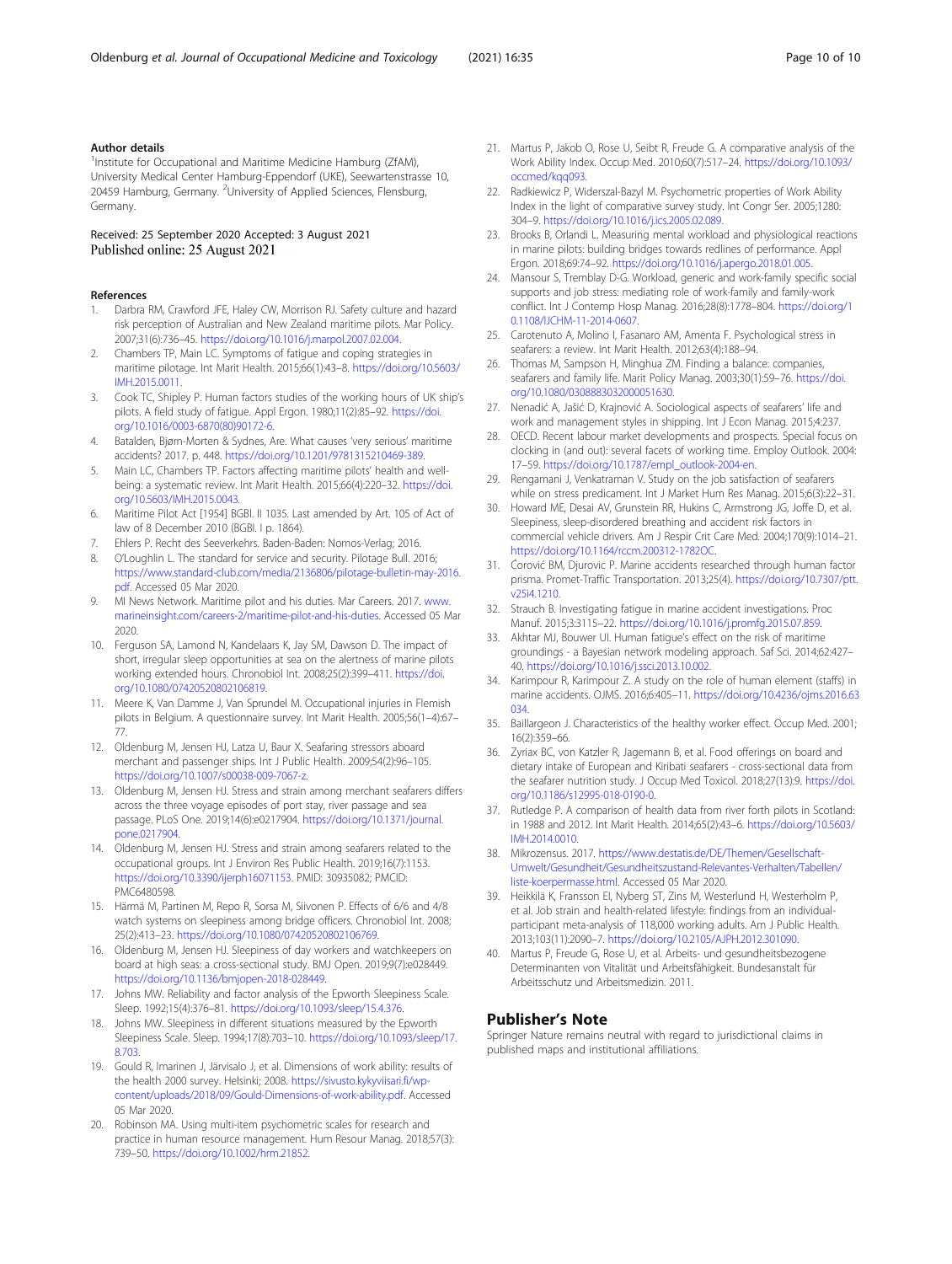### Author details

[1]Institute for Occupational and Maritime Medicine Hamburg (ZfAM), University Medical Center Hamburg-Eppendorf (UKE), Seewartenstrasse 10, 20459 Hamburg, Germany. [2]University of Applied Sciences, Flensburg, Germany.

Received: 25 September 2020 Accepted: 3 August 2021
Published online: 25 August 2021

### References

1. Darbra RM, Crawford JFE, Haley CW, Morrison RJ. Safety culture and hazard risk perception of Australian and New Zealand maritime pilots. Mar Policy. 2007;31(6):736–45. https://doi.org/10.1016/j.marpol.2007.02.004.
2. Chambers TP, Main LC. Symptoms of fatigue and coping strategies in maritime pilotage. Int Marit Health. 2015;66(1):43–8. https://doi.org/10.5603/IMH.2015.0011.
3. Cook TC, Shipley P. Human factors studies of the working hours of UK ship's pilots. A field study of fatigue. Appl Ergon. 1980;11(2):85–92. https://doi.org/10.1016/0003-6870(80)90172-6.
4. Batalden, Bjørn-Morten & Sydnes, Are. What causes 'very serious' maritime accidents? 2017. p. 448. https://doi.org/10.1201/9781315210469-389.
5. Main LC, Chambers TP. Factors affecting maritime pilots' health and well-being: a systematic review. Int Marit Health. 2015;66(4):220–32. https://doi.org/10.5603/IMH.2015.0043.
6. Maritime Pilot Act [1954] BGBl. II 1035. Last amended by Art. 105 of Act of law of 8 December 2010 (BGBl. I p. 1864).
7. Ehlers P. Recht des Seeverkehrs. Baden-Baden: Nomos-Verlag; 2016.
8. O'Loughlin L. The standard for service and security. Pilotage Bull. 2016; https://www.standard-club.com/media/2136806/pilotage-bulletin-may-2016.pdf. Accessed 05 Mar 2020.
9. MI News Network. Maritime pilot and his duties. Mar Careers. 2017. www.marineinsight.com/careers-2/maritime-pilot-and-his-duties. Accessed 05 Mar 2020.
10. Ferguson SA, Lamond N, Kandelaars K, Jay SM, Dawson D. The impact of short, irregular sleep opportunities at sea on the alertness of marine pilots working extended hours. Chronobiol Int. 2008;25(2):399–411. https://doi.org/10.1080/07420520802106819.
11. Meere K, Van Damme J, Van Sprundel M. Occupational injuries in Flemish pilots in Belgium. A questionnaire survey. Int Marit Health. 2005;56(1–4):67–77.
12. Oldenburg M, Jensen HJ, Latza U, Baur X. Seafaring stressors aboard merchant and passenger ships. Int J Public Health. 2009;54(2):96–105. https://doi.org/10.1007/s00038-009-7067-z.
13. Oldenburg M, Jensen HJ. Stress and strain among merchant seafarers differs across the three voyage episodes of port stay, river passage and sea passage. PLoS One. 2019;14(6):e0217904. https://doi.org/10.1371/journal.pone.0217904.
14. Oldenburg M, Jensen HJ. Stress and strain among seafarers related to the occupational groups. Int J Environ Res Public Health. 2019;16(7):1153. https://doi.org/10.3390/ijerph16071153. PMID: 30935082; PMCID: PMC6480598.
15. Härmä M, Partinen M, Repo R, Sorsa M, Siivonen P. Effects of 6/6 and 4/8 watch systems on sleepiness among bridge officers. Chronobiol Int. 2008; 25(2):413–23. https://doi.org/10.1080/07420520802106769.
16. Oldenburg M, Jensen HJ. Sleepiness of day workers and watchkeepers on board at high seas: a cross-sectional study. BMJ Open. 2019;9(7):e028449. https://doi.org/10.1136/bmjopen-2018-028449.
17. Johns MW. Reliability and factor analysis of the Epworth Sleepiness Scale. Sleep. 1992;15(4):376–81. https://doi.org/10.1093/sleep/15.4.376.
18. Johns MW. Sleepiness in different situations measured by the Epworth Sleepiness Scale. Sleep. 1994;17(8):703–10. https://doi.org/10.1093/sleep/17.8.703.
19. Gould R, Imarinen J, Järvisalo J, et al. Dimensions of work ability: results of the health 2000 survey. Helsinki; 2008. https://sivusto.kykyviisari.fi/wp-content/uploads/2018/09/Gould-Dimensions-of-work-ability.pdf. Accessed 05 Mar 2020.
20. Robinson MA. Using multi-item psychometric scales for research and practice in human resource management. Hum Resour Manag. 2018;57(3): 739–50. https://doi.org/10.1002/hrm.21852.
21. Martus P, Jakob O, Rose U, Seibt R, Freude G. A comparative analysis of the Work Ability Index. Occup Med. 2010;60(7):517–24. https://doi.org/10.1093/occmed/kqq093.
22. Radkiewicz P, Widerszal-Bazyl M. Psychometric properties of Work Ability Index in the light of comparative survey study. Int Congr Ser. 2005;1280: 304–9. https://doi.org/10.1016/j.ics.2005.02.089.
23. Brooks B, Orlandi L. Measuring mental workload and physiological reactions in marine pilots: building bridges towards redlines of performance. Appl Ergon. 2018;69:74–92. https://doi.org/10.1016/j.apergo.2018.01.005.
24. Mansour S, Tremblay D-G. Workload, generic and work-family specific social supports and job stress: mediating role of work-family and family-work conflict. Int J Contemp Hosp Manag. 2016;28(8):1778–804. https://doi.org/10.1108/IJCHM-11-2014-0607.
25. Carotenuto A, Molino I, Fasanaro AM, Amenta F. Psychological stress in seafarers: a review. Int Marit Health. 2012;63(4):188–94.
26. Thomas M, Sampson H, Minghua ZM. Finding a balance: companies, seafarers and family life. Marit Policy Manag. 2003;30(1):59–76. https://doi.org/10.1080/0308883032000051630.
27. Nenadić A, Jašić D, Krajnović A. Sociological aspects of seafarers' life and work and management styles in shipping. Int J Econ Manag. 2015;4:237.
28. OECD. Recent labour market developments and prospects. Special focus on clocking in (and out): several facets of working time. Employ Outlook. 2004: 17–59. https://doi.org/10.1787/empl_outlook-2004-en.
29. Rengamani J, Venkatraman V. Study on the job satisfaction of seafarers while on stress predicament. Int J Market Hum Res Manag. 2015;6(3):22–31.
30. Howard ME, Desai AV, Grunstein RR, Hukins C, Armstrong JG, Joffe D, et al. Sleepiness, sleep-disordered breathing and accident risk factors in commercial vehicle drivers. Am J Respir Crit Care Med. 2004;170(9):1014–21. https://doi.org/10.1164/rccm.200312-1782OC.
31. Ćorović BM, Djurovic P. Marine accidents researched through human factor prisma. Promet-Traffic Transportation. 2013;25(4). https://doi.org/10.7307/ptt.v25i4.1210.
32. Strauch B. Investigating fatigue in marine accident investigations. Proc Manuf. 2015;3:3115–22. https://doi.org/10.1016/j.promfg.2015.07.859.
33. Akhtar MJ, Bouwer UI. Human fatigue's effect on the risk of maritime groundings - a Bayesian network modeling approach. Saf Sci. 2014;62:427–40. https://doi.org/10.1016/j.ssci.2013.10.002.
34. Karimpour R, Karimpour Z. A study on the role of human element (staffs) in marine accidents. OJMS. 2016;6:405–11. https://doi.org/10.4236/ojms.2016.63034.
35. Baillargeon J. Characteristics of the healthy worker effect. Occup Med. 2001; 16(2):359–66.
36. Zyriax BC, von Katzler R, Jagemann B, et al. Food offerings on board and dietary intake of European and Kiribati seafarers - cross-sectional data from the seafarer nutrition study. J Occup Med Toxicol. 2018;27(13):9. https://doi.org/10.1186/s12995-018-0190-0.
37. Rutledge P. A comparison of health data from river forth pilots in Scotland: in 1988 and 2012. Int Marit Health. 2014;65(2):43–6. https://doi.org/10.5603/IMH.2014.0010.
38. Mikrozensus. 2017. https://www.destatis.de/DE/Themen/Gesellschaft-Umwelt/Gesundheit/Gesundheitszustand-Relevantes-Verhalten/Tabellen/liste-koerpermasse.html. Accessed 05 Mar 2020.
39. Heikkilä K, Fransson EI, Nyberg ST, Zins M, Westerlund H, Westerholm P, et al. Job strain and health-related lifestyle: findings from an individual-participant meta-analysis of 118,000 working adults. Am J Public Health. 2013;103(11):2090–7. https://doi.org/10.2105/AJPH.2012.301090.
40. Martus P, Freude G, Rose U, et al. Arbeits- und gesundheitsbezogene Determinanten von Vitalität und Arbeitsfähigkeit. Bundesanstalt für Arbeitsschutz und Arbeitsmedizin. 2011.

## Publisher's Note

Springer Nature remains neutral with regard to jurisdictional claims in published maps and institutional affiliations.